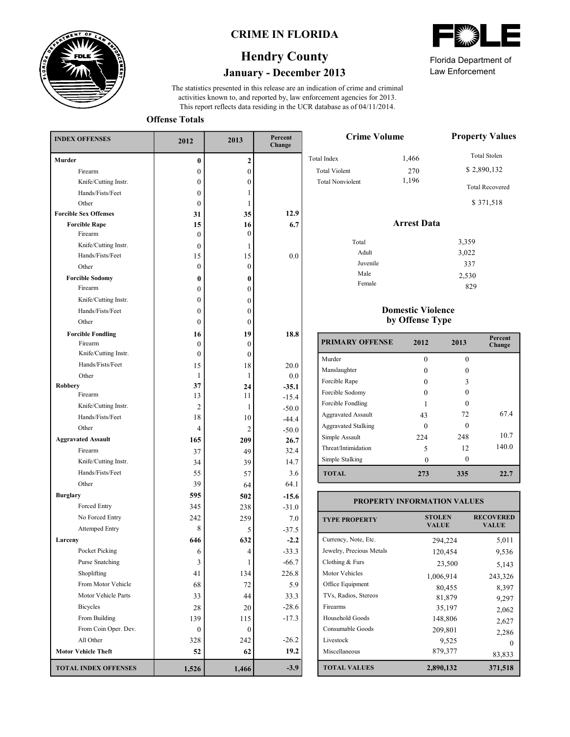# CRIME IN FLORIDA

## Hendry County

### January - December 2013

Florida Department of Law Enforcement

The statistics presented in this release are an indication of crime and criminal activities known to, and reported by, law enforcement agencies for 2013. This report reflects data residing in the UCR database as of 04/11/2014.

**Offense Totals**

| INDEX OFFENSES | 2012 | 2013 | Percent Change |
|---|---|---|---|
| **Murder** | **0** | **2** | |
| Firearm | 0 | 0 | |
| Knife/Cutting Instr. | 0 | 0 | |
| Hands/Fists/Feet | 0 | 1 | |
| Other | 0 | 1 | |
| **Forcible Sex Offenses** | **31** | **35** | **12.9** |
| **Forcible Rape** | **15** | **16** | **6.7** |
| Firearm | 0 | 0 | |
| Knife/Cutting Instr. | 0 | 1 | |
| Hands/Fists/Feet | 15 | 15 | 0.0 |
| Other | 0 | 0 | |
| **Forcible Sodomy** | **0** | **0** | |
| Firearm | 0 | 0 | |
| Knife/Cutting Instr. | 0 | 0 | |
| Hands/Fists/Feet | 0 | 0 | |
| Other | 0 | 0 | |
| **Forcible Fondling** | **16** | **19** | **18.8** |
| Firearm | 0 | 0 | |
| Knife/Cutting Instr. | 0 | 0 | |
| Hands/Fists/Feet | 15 | 18 | 20.0 |
| Other | 1 | 1 | 0.0 |
| **Robbery** | **37** | **24** | **-35.1** |
| Firearm | 13 | 11 | -15.4 |
| Knife/Cutting Instr. | 2 | 1 | -50.0 |
| Hands/Fists/Feet | 18 | 10 | -44.4 |
| Other | 4 | 2 | -50.0 |
| **Aggravated Assault** | **165** | **209** | **26.7** |
| Firearm | 37 | 49 | 32.4 |
| Knife/Cutting Instr. | 34 | 39 | 14.7 |
| Hands/Fists/Feet | 55 | 57 | 3.6 |
| Other | 39 | 64 | 64.1 |
| **Burglary** | **595** | **502** | **-15.6** |
| Forced Entry | 345 | 238 | -31.0 |
| No Forced Entry | 242 | 259 | 7.0 |
| Attemped Entry | 8 | 5 | -37.5 |
| **Larceny** | **646** | **632** | **-2.2** |
| Pocket Picking | 6 | 4 | -33.3 |
| Purse Snatching | 3 | 1 | -66.7 |
| Shoplifting | 41 | 134 | 226.8 |
| From Motor Vehicle | 68 | 72 | 5.9 |
| Motor Vehicle Parts | 33 | 44 | 33.3 |
| Bicycles | 28 | 20 | -28.6 |
| From Building | 139 | 115 | -17.3 |
| From Coin Oper. Dev. | 0 | 0 | |
| All Other | 328 | 242 | -26.2 |
| **Motor Vehicle Theft** | **52** | **62** | **19.2** |
| **TOTAL INDEX OFFENSES** | **1,526** | **1,466** | **-3.9** |

**Crime Volume**

| | |
|---|---|
| Total Index | 1,466 |
| Total Violent | 270 |
| Total Nonviolent | 1,196 |

**Property Values**

| | |
|---|---|
| Total Stolen | $ 2,890,132 |
| Total Recovered | $ 371,518 |

**Arrest Data**

| | |
|---|---|
| Total | 3,359 |
| Adult | 3,022 |
| Juvenile | 337 |
| Male | 2,530 |
| Female | 829 |

**Domestic Violence by Offense Type**

| PRIMARY OFFENSE | 2012 | 2013 | Percent Change |
|---|---|---|---|
| Murder | 0 | 0 | |
| Manslaughter | 0 | 0 | |
| Forcible Rape | 0 | 3 | |
| Forcible Sodomy | 0 | 0 | |
| Forcible Fondling | 1 | 0 | |
| Aggravated Assault | 43 | 72 | 67.4 |
| Aggravated Stalking | 0 | 0 | |
| Simple Assault | 224 | 248 | 10.7 |
| Threat/Intimidation | 5 | 12 | 140.0 |
| Simple Stalking | 0 | 0 | |
| **TOTAL** | **273** | **335** | **22.7** |

**PROPERTY INFORMATION VALUES**

| TYPE PROPERTY | STOLEN VALUE | RECOVERED VALUE |
|---|---|---|
| Currency, Note, Etc. | 294,224 | 5,011 |
| Jewelry, Precious Metals | 120,454 | 9,536 |
| Clothing & Furs | 23,500 | 5,143 |
| Motor Vehicles | 1,006,914 | 243,326 |
| Office Equipment | 80,455 | 8,397 |
| TVs, Radios, Stereos | 81,879 | 9,297 |
| Firearms | 35,197 | 2,062 |
| Household Goods | 148,806 | 2,627 |
| Consumable Goods | 209,801 | 2,286 |
| Livestock | 9,525 | 0 |
| Miscellaneous | 879,377 | 83,833 |
| **TOTAL VALUES** | **2,890,132** | **371,518** |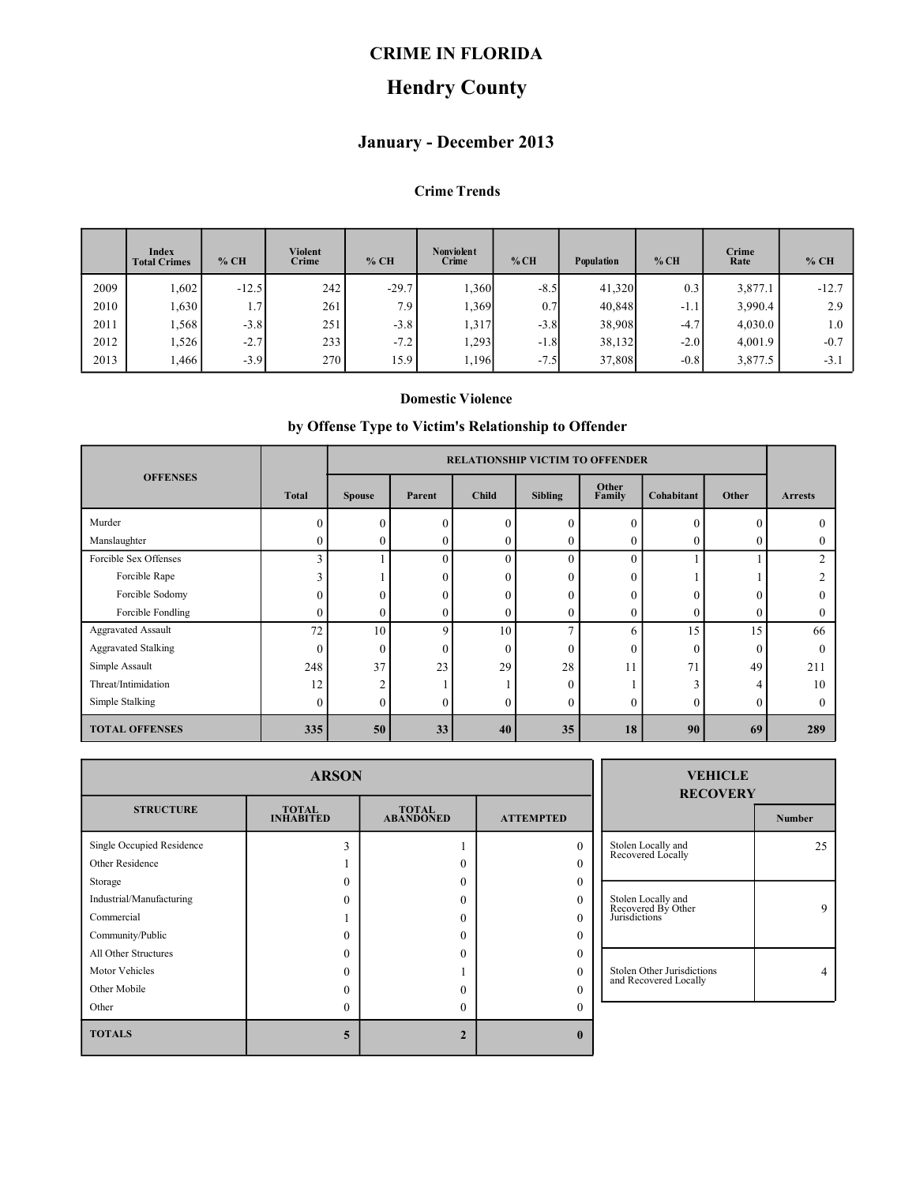# CRIME IN FLORIDA

## Hendry County

### January - December 2013

#### Crime Trends

| | Index Total Crimes | % CH | Violent Crime | % CH | Nonviolent Crime | % CH | Population | % CH | Crime Rate | % CH |
|---|---|---|---|---|---|---|---|---|---|---|
| 2009 | 1,602 | -12.5 | 242 | -29.7 | 1,360 | -8.5 | 41,320 | 0.3 | 3,877.1 | -12.7 |
| 2010 | 1,630 | 1.7 | 261 | 7.9 | 1,369 | 0.7 | 40,848 | -1.1 | 3,990.4 | 2.9 |
| 2011 | 1,568 | -3.8 | 251 | -3.8 | 1,317 | -3.8 | 38,908 | -4.7 | 4,030.0 | 1.0 |
| 2012 | 1,526 | -2.7 | 233 | -7.2 | 1,293 | -1.8 | 38,132 | -2.0 | 4,001.9 | -0.7 |
| 2013 | 1,466 | -3.9 | 270 | 15.9 | 1,196 | -7.5 | 37,808 | -0.8 | 3,877.5 | -3.1 |

#### Domestic Violence

#### by Offense Type to Victim's Relationship to Offender

| OFFENSES | | RELATIONSHIP VICTIM TO OFFENDER | | | | | | | |
|---|---|---|---|---|---|---|---|---|---|
| | Total | Spouse | Parent | Child | Sibling | Other Family | Cohabitant | Other | Arrests |
| Murder | 0 | 0 | 0 | 0 | 0 | 0 | 0 | 0 | 0 |
| Manslaughter | 0 | 0 | 0 | 0 | 0 | 0 | 0 | 0 | 0 |
| Forcible Sex Offenses | 3 | 1 | 0 | 0 | 0 | 0 | 1 | 1 | 2 |
| Forcible Rape | 3 | 1 | 0 | 0 | 0 | 0 | 1 | 1 | 2 |
| Forcible Sodomy | 0 | 0 | 0 | 0 | 0 | 0 | 0 | 0 | 0 |
| Forcible Fondling | 0 | 0 | 0 | 0 | 0 | 0 | 0 | 0 | 0 |
| Aggravated Assault | 72 | 10 | 9 | 10 | 7 | 6 | 15 | 15 | 66 |
| Aggravated Stalking | 0 | 0 | 0 | 0 | 0 | 0 | 0 | 0 | 0 |
| Simple Assault | 248 | 37 | 23 | 29 | 28 | 11 | 71 | 49 | 211 |
| Threat/Intimidation | 12 | 2 | 1 | 1 | 0 | 1 | 3 | 4 | 10 |
| Simple Stalking | 0 | 0 | 0 | 0 | 0 | 0 | 0 | 0 | 0 |
| **TOTAL OFFENSES** | **335** | **50** | **33** | **40** | **35** | **18** | **90** | **69** | **289** |

#### ARSON

| STRUCTURE | TOTAL INHABITED | TOTAL ABANDONED | ATTEMPTED |
|---|---|---|---|
| Single Occupied Residence | 3 | 1 | 0 |
| Other Residence | 1 | 0 | 0 |
| Storage | 0 | 0 | 0 |
| Industrial/Manufacturing | 0 | 0 | 0 |
| Commercial | 1 | 0 | 0 |
| Community/Public | 0 | 0 | 0 |
| All Other Structures | 0 | 0 | 0 |
| Motor Vehicles | 0 | 1 | 0 |
| Other Mobile | 0 | 0 | 0 |
| Other | 0 | 0 | 0 |
| **TOTALS** | **5** | **2** | **0** |

#### VEHICLE RECOVERY

| | Number |
|---|---|
| Stolen Locally and Recovered Locally | 25 |
| Stolen Locally and Recovered By Other Jurisdictions | 9 |
| Stolen Other Jurisdictions and Recovered Locally | 4 |